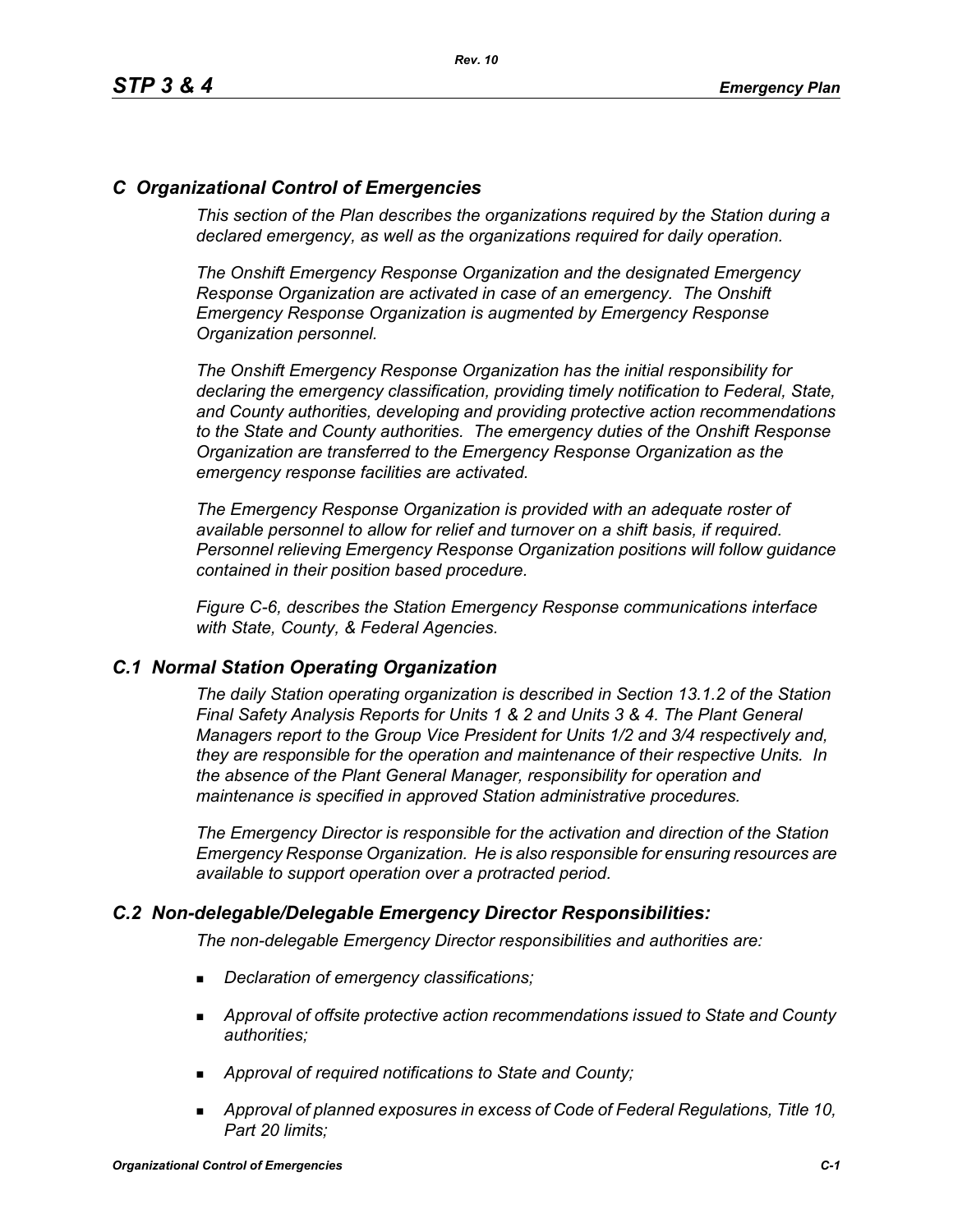## *C Organizational Control of Emergencies*

*This section of the Plan describes the organizations required by the Station during a declared emergency, as well as the organizations required for daily operation.*

*The Onshift Emergency Response Organization and the designated Emergency Response Organization are activated in case of an emergency. The Onshift Emergency Response Organization is augmented by Emergency Response Organization personnel.*

*The Onshift Emergency Response Organization has the initial responsibility for declaring the emergency classification, providing timely notification to Federal, State, and County authorities, developing and providing protective action recommendations to the State and County authorities. The emergency duties of the Onshift Response Organization are transferred to the Emergency Response Organization as the emergency response facilities are activated.*

*The Emergency Response Organization is provided with an adequate roster of available personnel to allow for relief and turnover on a shift basis, if required. Personnel relieving Emergency Response Organization positions will follow guidance contained in their position based procedure.*

*Figure C-6, describes the Station Emergency Response communications interface with State, County, & Federal Agencies.*

### *C.1 Normal Station Operating Organization*

*The daily Station operating organization is described in Section 13.1.2 of the Station Final Safety Analysis Reports for Units 1 & 2 and Units 3 & 4. The Plant General Managers report to the Group Vice President for Units 1/2 and 3/4 respectively and, they are responsible for the operation and maintenance of their respective Units. In the absence of the Plant General Manager, responsibility for operation and maintenance is specified in approved Station administrative procedures.*

*The Emergency Director is responsible for the activation and direction of the Station Emergency Response Organization. He is also responsible for ensuring resources are available to support operation over a protracted period.*

### *C.2 Non-delegable/Delegable Emergency Director Responsibilities:*

*The non-delegable Emergency Director responsibilities and authorities are:*

- *Declaration of emergency classifications;*
- *Approval of offsite protective action recommendations issued to State and County authorities;*
- *Approval of required notifications to State and County;*
- *Approval of planned exposures in excess of Code of Federal Regulations, Title 10, Part 20 limits;*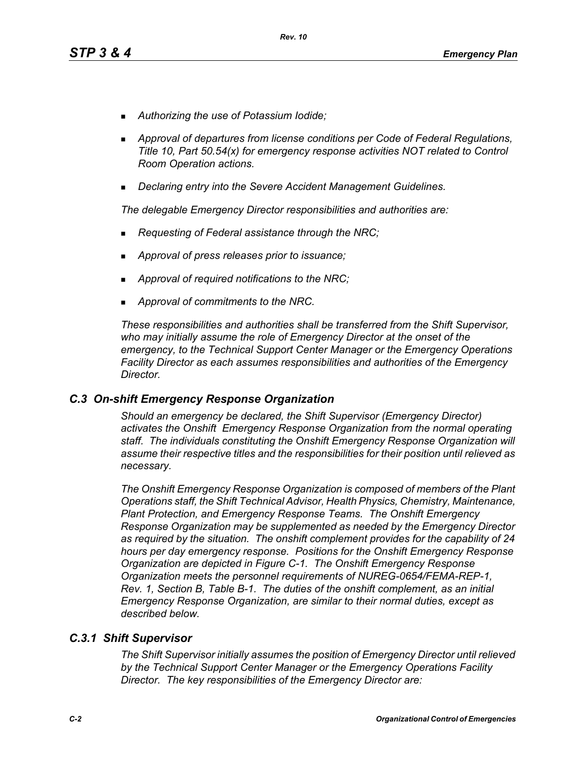- *Authorizing the use of Potassium Iodide;*
- *Approval of departures from license conditions per Code of Federal Regulations, Title 10, Part 50.54(x) for emergency response activities NOT related to Control Room Operation actions.*
- *Declaring entry into the Severe Accident Management Guidelines.*

*The delegable Emergency Director responsibilities and authorities are:*

- *Requesting of Federal assistance through the NRC;*
- *Approval of press releases prior to issuance;*
- *Approval of required notifications to the NRC;*
- *Approval of commitments to the NRC.*

*These responsibilities and authorities shall be transferred from the Shift Supervisor, who may initially assume the role of Emergency Director at the onset of the emergency, to the Technical Support Center Manager or the Emergency Operations Facility Director as each assumes responsibilities and authorities of the Emergency Director.*

## *C.3 On-shift Emergency Response Organization*

*Should an emergency be declared, the Shift Supervisor (Emergency Director) activates the Onshift Emergency Response Organization from the normal operating staff. The individuals constituting the Onshift Emergency Response Organization will assume their respective titles and the responsibilities for their position until relieved as necessary.*

*The Onshift Emergency Response Organization is composed of members of the Plant Operations staff, the Shift Technical Advisor, Health Physics, Chemistry, Maintenance, Plant Protection, and Emergency Response Teams. The Onshift Emergency Response Organization may be supplemented as needed by the Emergency Director as required by the situation. The onshift complement provides for the capability of 24 hours per day emergency response. Positions for the Onshift Emergency Response Organization are depicted in Figure C-1. The Onshift Emergency Response Organization meets the personnel requirements of NUREG-0654/FEMA-REP-1, Rev. 1, Section B, Table B-1. The duties of the onshift complement, as an initial Emergency Response Organization, are similar to their normal duties, except as described below.*

### *C.3.1 Shift Supervisor*

*The Shift Supervisor initially assumes the position of Emergency Director until relieved by the Technical Support Center Manager or the Emergency Operations Facility Director. The key responsibilities of the Emergency Director are:*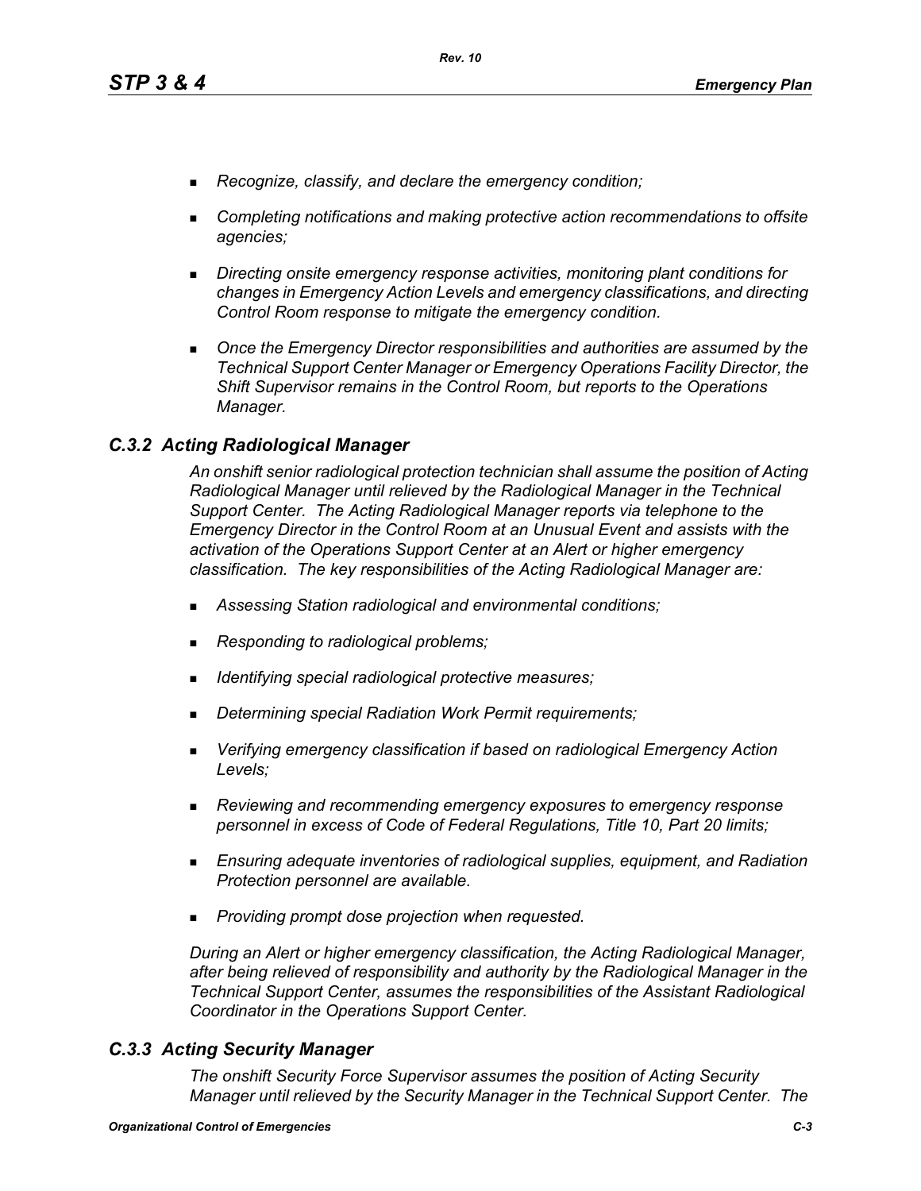- *Recognize, classify, and declare the emergency condition;*
- *Completing notifications and making protective action recommendations to offsite agencies;*
- *Directing onsite emergency response activities, monitoring plant conditions for changes in Emergency Action Levels and emergency classifications, and directing Control Room response to mitigate the emergency condition.*
- *Once the Emergency Director responsibilities and authorities are assumed by the Technical Support Center Manager or Emergency Operations Facility Director, the Shift Supervisor remains in the Control Room, but reports to the Operations Manager.*

### *C.3.2 Acting Radiological Manager*

*An onshift senior radiological protection technician shall assume the position of Acting Radiological Manager until relieved by the Radiological Manager in the Technical Support Center. The Acting Radiological Manager reports via telephone to the Emergency Director in the Control Room at an Unusual Event and assists with the activation of the Operations Support Center at an Alert or higher emergency classification. The key responsibilities of the Acting Radiological Manager are:*

- *Assessing Station radiological and environmental conditions;*
- *Responding to radiological problems;*
- *Identifying special radiological protective measures;*
- *Determining special Radiation Work Permit requirements;*
- *Verifying emergency classification if based on radiological Emergency Action Levels;*
- *Reviewing and recommending emergency exposures to emergency response personnel in excess of Code of Federal Regulations, Title 10, Part 20 limits;*
- *Ensuring adequate inventories of radiological supplies, equipment, and Radiation Protection personnel are available.*
- *Providing prompt dose projection when requested.*

*During an Alert or higher emergency classification, the Acting Radiological Manager, after being relieved of responsibility and authority by the Radiological Manager in the Technical Support Center, assumes the responsibilities of the Assistant Radiological Coordinator in the Operations Support Center.*

### *C.3.3 Acting Security Manager*

*The onshift Security Force Supervisor assumes the position of Acting Security Manager until relieved by the Security Manager in the Technical Support Center. The*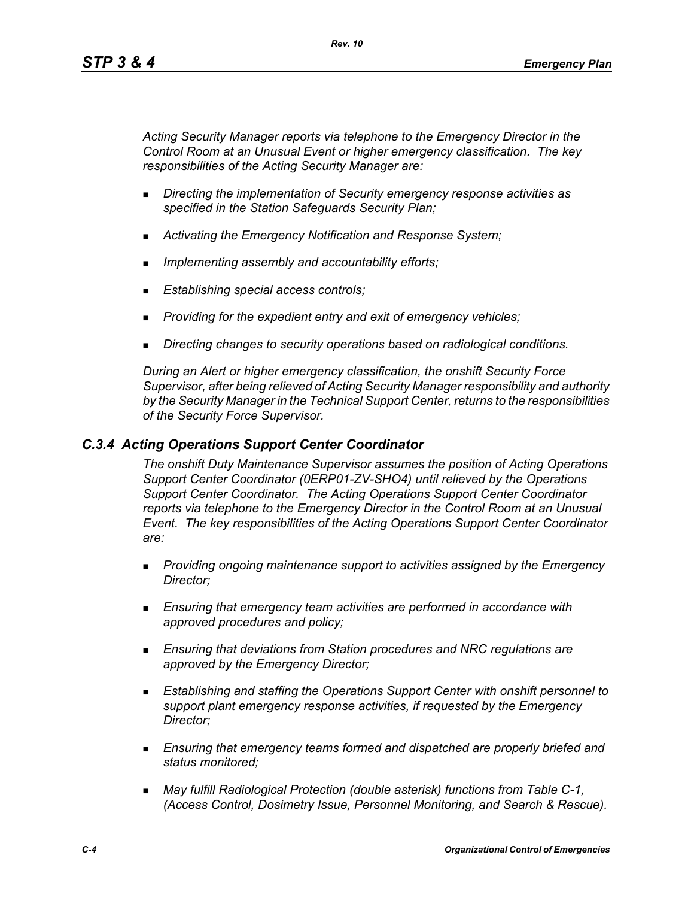*Acting Security Manager reports via telephone to the Emergency Director in the Control Room at an Unusual Event or higher emergency classification. The key responsibilities of the Acting Security Manager are:*

- *Directing the implementation of Security emergency response activities as specified in the Station Safeguards Security Plan;*
- *Activating the Emergency Notification and Response System;*
- *Implementing assembly and accountability efforts;*
- *Establishing special access controls;*
- *Providing for the expedient entry and exit of emergency vehicles;*
- *Directing changes to security operations based on radiological conditions.*

*During an Alert or higher emergency classification, the onshift Security Force Supervisor, after being relieved of Acting Security Manager responsibility and authority by the Security Manager in the Technical Support Center, returns to the responsibilities of the Security Force Supervisor.*

### *C.3.4 Acting Operations Support Center Coordinator*

*The onshift Duty Maintenance Supervisor assumes the position of Acting Operations Support Center Coordinator (0ERP01-ZV-SHO4) until relieved by the Operations Support Center Coordinator. The Acting Operations Support Center Coordinator reports via telephone to the Emergency Director in the Control Room at an Unusual Event. The key responsibilities of the Acting Operations Support Center Coordinator are:*

- *Providing ongoing maintenance support to activities assigned by the Emergency Director;*
- *Ensuring that emergency team activities are performed in accordance with approved procedures and policy;*
- *Ensuring that deviations from Station procedures and NRC regulations are approved by the Emergency Director;*
- *Establishing and staffing the Operations Support Center with onshift personnel to support plant emergency response activities, if requested by the Emergency Director;*
- *Ensuring that emergency teams formed and dispatched are properly briefed and status monitored;*
- *May fulfill Radiological Protection (double asterisk) functions from Table C-1, (Access Control, Dosimetry Issue, Personnel Monitoring, and Search & Rescue).*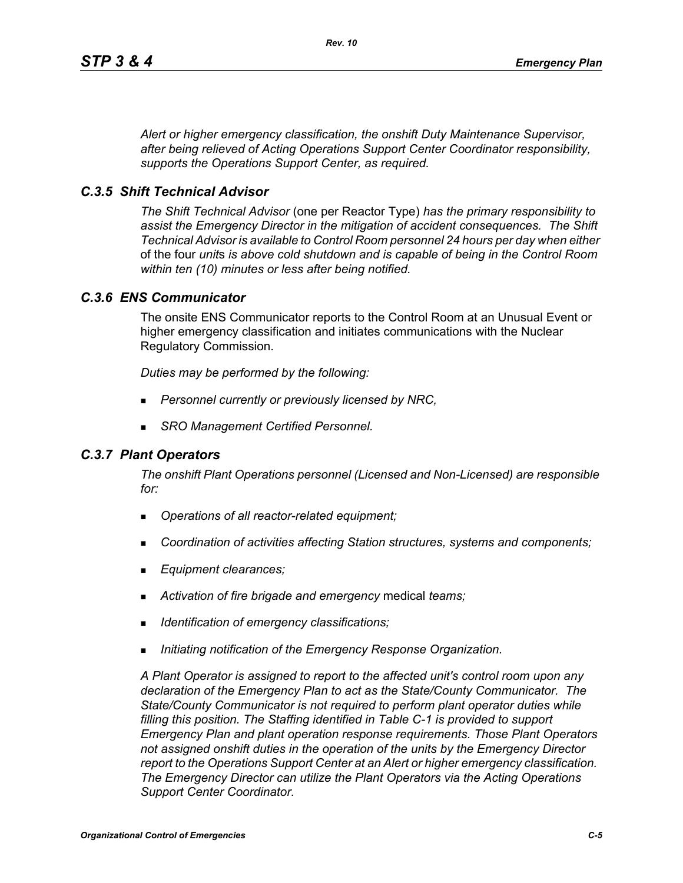*Alert or higher emergency classification, the onshift Duty Maintenance Supervisor, after being relieved of Acting Operations Support Center Coordinator responsibility, supports the Operations Support Center, as required.*

### *C.3.5 Shift Technical Advisor*

*The Shift Technical Advisor* (one per Reactor Type) *has the primary responsibility to assist the Emergency Director in the mitigation of accident consequences. The Shift Technical Advisor is available to Control Room personnel 24 hours per day when either* of the four *unit*s *is above cold shutdown and is capable of being in the Control Room within ten (10) minutes or less after being notified.*

### *C.3.6 ENS Communicator*

The onsite ENS Communicator reports to the Control Room at an Unusual Event or higher emergency classification and initiates communications with the Nuclear Regulatory Commission.

*Duties may be performed by the following:*

- *Personnel currently or previously licensed by NRC,*
- *SRO Management Certified Personnel.*

### *C.3.7 Plant Operators*

*The onshift Plant Operations personnel (Licensed and Non-Licensed) are responsible for:*

- *Operations of all reactor-related equipment;*
- *Coordination of activities affecting Station structures, systems and components;*
- *Equipment clearances;*
- *Activation of fire brigade and emergency* medical *teams;*
- *Identification of emergency classifications;*
- *Initiating notification of the Emergency Response Organization.*

*A Plant Operator is assigned to report to the affected unit's control room upon any declaration of the Emergency Plan to act as the State/County Communicator. The State/County Communicator is not required to perform plant operator duties while filling this position. The Staffing identified in Table C-1 is provided to support Emergency Plan and plant operation response requirements. Those Plant Operators not assigned onshift duties in the operation of the units by the Emergency Director report to the Operations Support Center at an Alert or higher emergency classification. The Emergency Director can utilize the Plant Operators via the Acting Operations Support Center Coordinator.*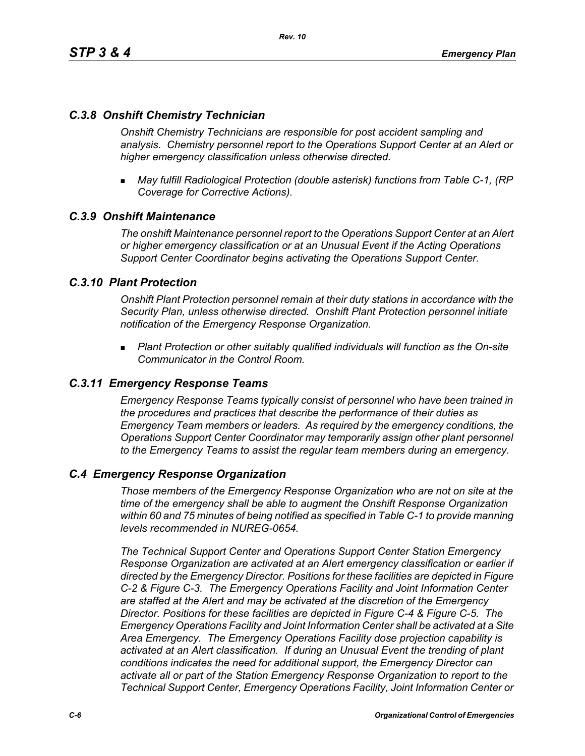### *C.3.8 Onshift Chemistry Technician*

*Onshift Chemistry Technicians are responsible for post accident sampling and analysis. Chemistry personnel report to the Operations Support Center at an Alert or higher emergency classification unless otherwise directed.*

- *May fulfill Radiological Protection (double asterisk) functions from Table C-1, (RP Coverage for Corrective Actions).*

### *C.3.9 Onshift Maintenance*

*The onshift Maintenance personnel report to the Operations Support Center at an Alert or higher emergency classification or at an Unusual Event if the Acting Operations Support Center Coordinator begins activating the Operations Support Center.*

### *C.3.10 Plant Protection*

*Onshift Plant Protection personnel remain at their duty stations in accordance with the Security Plan, unless otherwise directed. Onshift Plant Protection personnel initiate notification of the Emergency Response Organization.*

- *Plant Protection or other suitably qualified individuals will function as the On-site Communicator in the Control Room.*

### *C.3.11 Emergency Response Teams*

*Emergency Response Teams typically consist of personnel who have been trained in the procedures and practices that describe the performance of their duties as Emergency Team members or leaders. As required by the emergency conditions, the Operations Support Center Coordinator may temporarily assign other plant personnel to the Emergency Teams to assist the regular team members during an emergency.*

## *C.4 Emergency Response Organization*

*Those members of the Emergency Response Organization who are not on site at the time of the emergency shall be able to augment the Onshift Response Organization within 60 and 75 minutes of being notified as specified in Table C-1 to provide manning levels recommended in NUREG-0654.*

*The Technical Support Center and Operations Support Center Station Emergency Response Organization are activated at an Alert emergency classification or earlier if directed by the Emergency Director. Positions for these facilities are depicted in Figure C-2 & Figure C-3. The Emergency Operations Facility and Joint Information Center are staffed at the Alert and may be activated at the discretion of the Emergency Director. Positions for these facilities are depicted in Figure C-4 & Figure C-5. The Emergency Operations Facility and Joint Information Center shall be activated at a Site Area Emergency. The Emergency Operations Facility dose projection capability is activated at an Alert classification. If during an Unusual Event the trending of plant conditions indicates the need for additional support, the Emergency Director can activate all or part of the Station Emergency Response Organization to report to the Technical Support Center, Emergency Operations Facility, Joint Information Center or*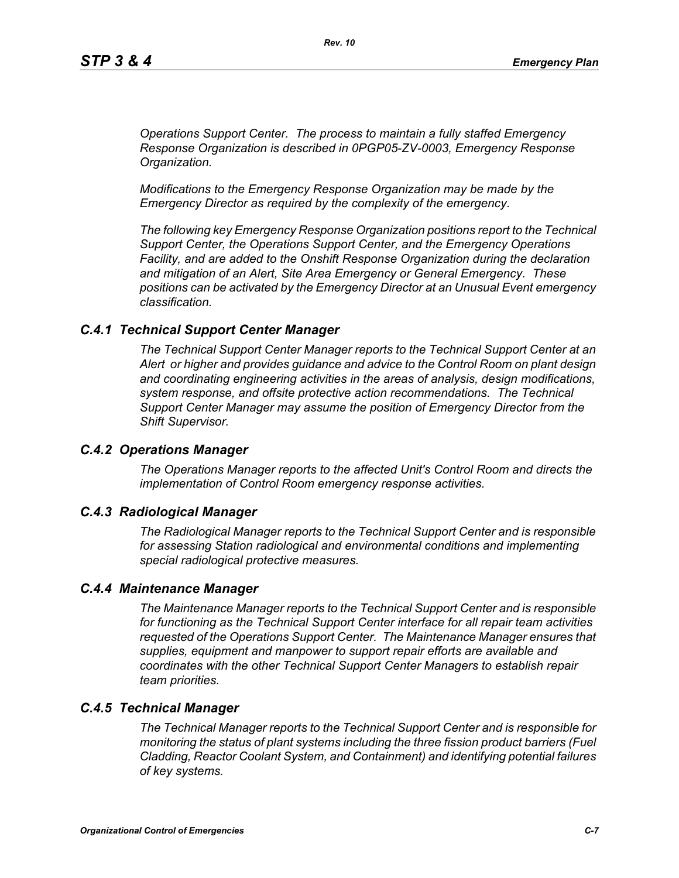*Operations Support Center. The process to maintain a fully staffed Emergency Response Organization is described in 0PGP05-ZV-0003, Emergency Response Organization.*

*Modifications to the Emergency Response Organization may be made by the Emergency Director as required by the complexity of the emergency.*

*The following key Emergency Response Organization positions report to the Technical Support Center, the Operations Support Center, and the Emergency Operations Facility, and are added to the Onshift Response Organization during the declaration and mitigation of an Alert, Site Area Emergency or General Emergency. These positions can be activated by the Emergency Director at an Unusual Event emergency classification.*

### *C.4.1 Technical Support Center Manager*

*The Technical Support Center Manager reports to the Technical Support Center at an Alert or higher and provides guidance and advice to the Control Room on plant design and coordinating engineering activities in the areas of analysis, design modifications, system response, and offsite protective action recommendations. The Technical Support Center Manager may assume the position of Emergency Director from the Shift Supervisor.*

### *C.4.2 Operations Manager*

*The Operations Manager reports to the affected Unit's Control Room and directs the implementation of Control Room emergency response activities.*

### *C.4.3 Radiological Manager*

*The Radiological Manager reports to the Technical Support Center and is responsible for assessing Station radiological and environmental conditions and implementing special radiological protective measures.*

### *C.4.4 Maintenance Manager*

*The Maintenance Manager reports to the Technical Support Center and is responsible for functioning as the Technical Support Center interface for all repair team activities requested of the Operations Support Center. The Maintenance Manager ensures that supplies, equipment and manpower to support repair efforts are available and coordinates with the other Technical Support Center Managers to establish repair team priorities.*

### *C.4.5 Technical Manager*

*The Technical Manager reports to the Technical Support Center and is responsible for monitoring the status of plant systems including the three fission product barriers (Fuel Cladding, Reactor Coolant System, and Containment) and identifying potential failures of key systems.*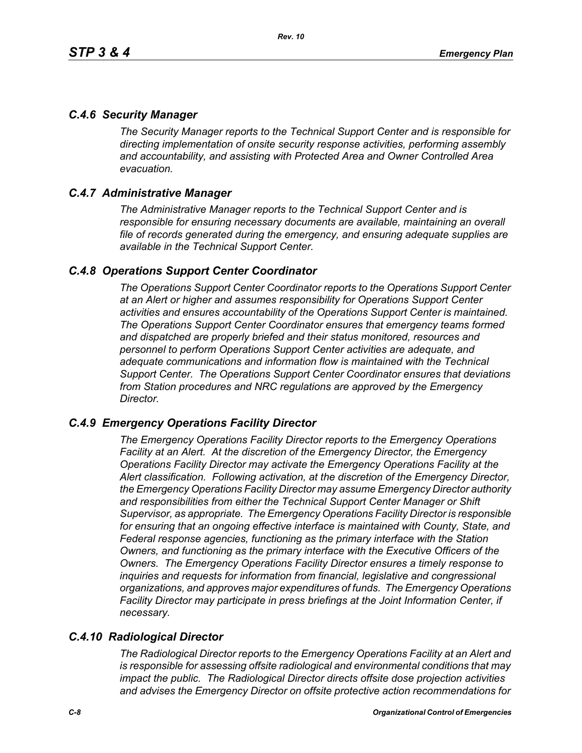### *C.4.6 Security Manager*

*The Security Manager reports to the Technical Support Center and is responsible for directing implementation of onsite security response activities, performing assembly and accountability, and assisting with Protected Area and Owner Controlled Area evacuation.*

### *C.4.7 Administrative Manager*

*The Administrative Manager reports to the Technical Support Center and is responsible for ensuring necessary documents are available, maintaining an overall file of records generated during the emergency, and ensuring adequate supplies are available in the Technical Support Center.*

### *C.4.8 Operations Support Center Coordinator*

*The Operations Support Center Coordinator reports to the Operations Support Center at an Alert or higher and assumes responsibility for Operations Support Center activities and ensures accountability of the Operations Support Center is maintained. The Operations Support Center Coordinator ensures that emergency teams formed and dispatched are properly briefed and their status monitored, resources and personnel to perform Operations Support Center activities are adequate, and adequate communications and information flow is maintained with the Technical Support Center. The Operations Support Center Coordinator ensures that deviations from Station procedures and NRC regulations are approved by the Emergency Director.*

### *C.4.9 Emergency Operations Facility Director*

*The Emergency Operations Facility Director reports to the Emergency Operations Facility at an Alert. At the discretion of the Emergency Director, the Emergency Operations Facility Director may activate the Emergency Operations Facility at the Alert classification. Following activation, at the discretion of the Emergency Director, the Emergency Operations Facility Director may assume Emergency Director authority and responsibilities from either the Technical Support Center Manager or Shift Supervisor, as appropriate. The Emergency Operations Facility Director is responsible for ensuring that an ongoing effective interface is maintained with County, State, and Federal response agencies, functioning as the primary interface with the Station Owners, and functioning as the primary interface with the Executive Officers of the Owners. The Emergency Operations Facility Director ensures a timely response to inquiries and requests for information from financial, legislative and congressional organizations, and approves major expenditures of funds. The Emergency Operations Facility Director may participate in press briefings at the Joint Information Center, if necessary.*

### *C.4.10 Radiological Director*

*The Radiological Director reports to the Emergency Operations Facility at an Alert and is responsible for assessing offsite radiological and environmental conditions that may impact the public. The Radiological Director directs offsite dose projection activities and advises the Emergency Director on offsite protective action recommendations for*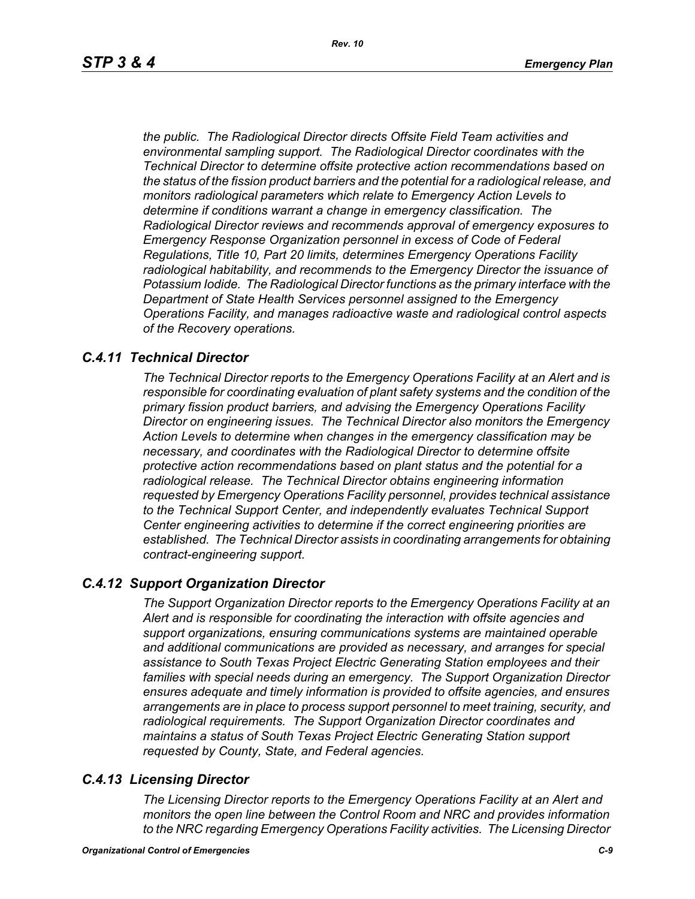*the public. The Radiological Director directs Offsite Field Team activities and environmental sampling support. The Radiological Director coordinates with the Technical Director to determine offsite protective action recommendations based on the status of the fission product barriers and the potential for a radiological release, and monitors radiological parameters which relate to Emergency Action Levels to determine if conditions warrant a change in emergency classification. The Radiological Director reviews and recommends approval of emergency exposures to Emergency Response Organization personnel in excess of Code of Federal Regulations, Title 10, Part 20 limits, determines Emergency Operations Facility radiological habitability, and recommends to the Emergency Director the issuance of Potassium Iodide. The Radiological Director functions as the primary interface with the Department of State Health Services personnel assigned to the Emergency Operations Facility, and manages radioactive waste and radiological control aspects of the Recovery operations.*

### *C.4.11 Technical Director*

*The Technical Director reports to the Emergency Operations Facility at an Alert and is responsible for coordinating evaluation of plant safety systems and the condition of the primary fission product barriers, and advising the Emergency Operations Facility Director on engineering issues. The Technical Director also monitors the Emergency Action Levels to determine when changes in the emergency classification may be necessary, and coordinates with the Radiological Director to determine offsite protective action recommendations based on plant status and the potential for a radiological release. The Technical Director obtains engineering information requested by Emergency Operations Facility personnel, provides technical assistance to the Technical Support Center, and independently evaluates Technical Support Center engineering activities to determine if the correct engineering priorities are established. The Technical Director assists in coordinating arrangements for obtaining contract-engineering support.*

### *C.4.12 Support Organization Director*

*The Support Organization Director reports to the Emergency Operations Facility at an Alert and is responsible for coordinating the interaction with offsite agencies and support organizations, ensuring communications systems are maintained operable and additional communications are provided as necessary, and arranges for special assistance to South Texas Project Electric Generating Station employees and their families with special needs during an emergency. The Support Organization Director ensures adequate and timely information is provided to offsite agencies, and ensures arrangements are in place to process support personnel to meet training, security, and radiological requirements. The Support Organization Director coordinates and maintains a status of South Texas Project Electric Generating Station support requested by County, State, and Federal agencies.*

### *C.4.13 Licensing Director*

*The Licensing Director reports to the Emergency Operations Facility at an Alert and monitors the open line between the Control Room and NRC and provides information to the NRC regarding Emergency Operations Facility activities. The Licensing Director*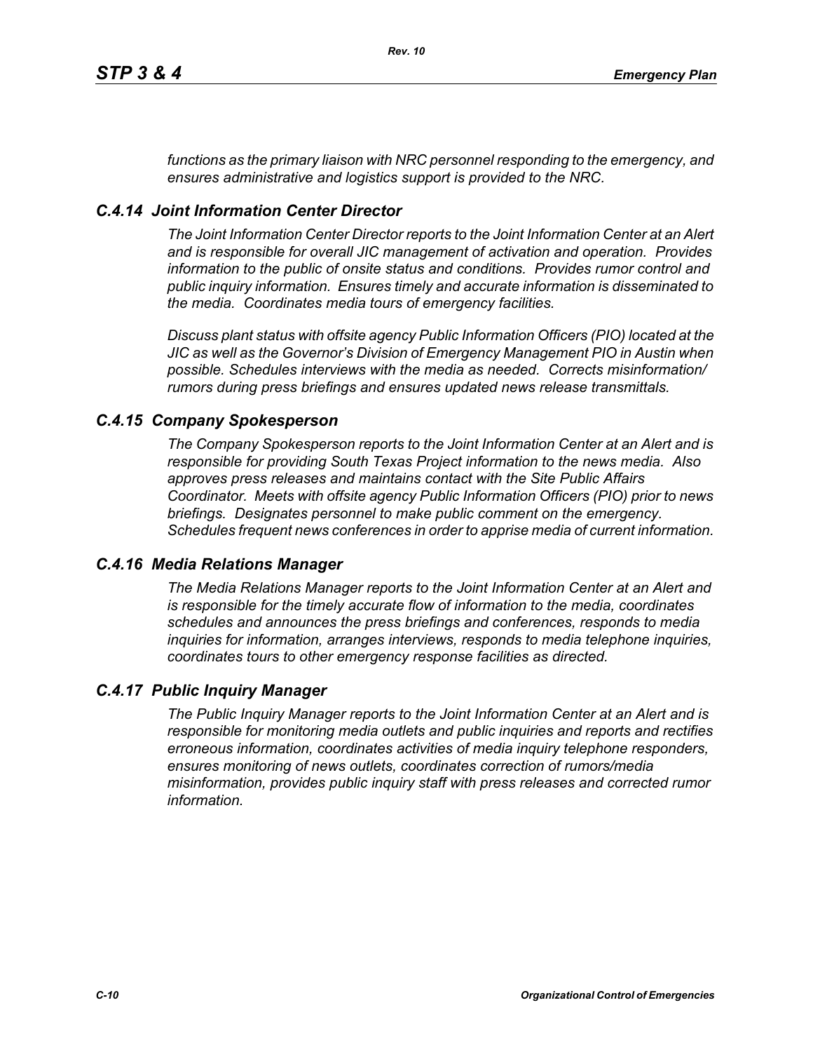*functions as the primary liaison with NRC personnel responding to the emergency, and ensures administrative and logistics support is provided to the NRC.*

### *C.4.14 Joint Information Center Director*

*The Joint Information Center Director reports to the Joint Information Center at an Alert and is responsible for overall JIC management of activation and operation. Provides information to the public of onsite status and conditions. Provides rumor control and public inquiry information. Ensures timely and accurate information is disseminated to the media. Coordinates media tours of emergency facilities.*

*Discuss plant status with offsite agency Public Information Officers (PIO) located at the JIC as well as the Governor's Division of Emergency Management PIO in Austin when possible. Schedules interviews with the media as needed. Corrects misinformation/ rumors during press briefings and ensures updated news release transmittals.*

### *C.4.15 Company Spokesperson*

*The Company Spokesperson reports to the Joint Information Center at an Alert and is responsible for providing South Texas Project information to the news media. Also approves press releases and maintains contact with the Site Public Affairs Coordinator. Meets with offsite agency Public Information Officers (PIO) prior to news briefings. Designates personnel to make public comment on the emergency. Schedules frequent news conferences in order to apprise media of current information.*

### *C.4.16 Media Relations Manager*

*The Media Relations Manager reports to the Joint Information Center at an Alert and is responsible for the timely accurate flow of information to the media, coordinates schedules and announces the press briefings and conferences, responds to media inquiries for information, arranges interviews, responds to media telephone inquiries, coordinates tours to other emergency response facilities as directed.*

### *C.4.17 Public Inquiry Manager*

*The Public Inquiry Manager reports to the Joint Information Center at an Alert and is responsible for monitoring media outlets and public inquiries and reports and rectifies erroneous information, coordinates activities of media inquiry telephone responders, ensures monitoring of news outlets, coordinates correction of rumors/media misinformation, provides public inquiry staff with press releases and corrected rumor information.*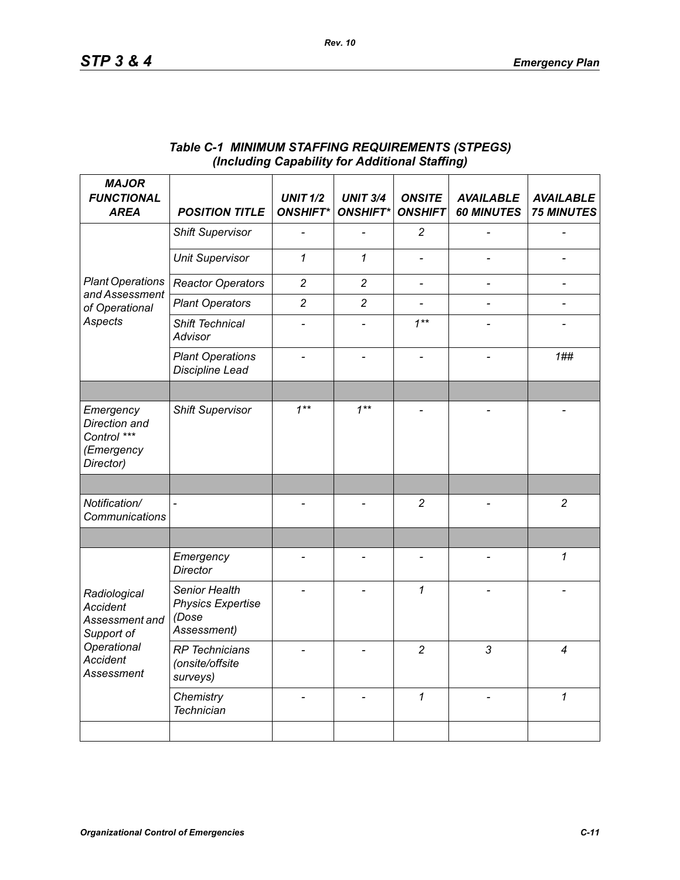### *Table C-1 MINIMUM STAFFING REQUIREMENTS (STPEGS) (Including Capability for Additional Staffing)*

| *MAJOR FUNCTIONAL AREA* | *POSITION TITLE* | *UNIT 1/2 ONSHIFT** | *UNIT 3/4 ONSHIFT** | *ONSITE ONSHIFT* | *AVAILABLE 60 MINUTES* | *AVAILABLE 75 MINUTES* |
|---|---|---|---|---|---|---|
| *Plant Operations and Assessment of Operational Aspects* | *Shift Supervisor* | - | - | *2* | - | - |
| | *Unit Supervisor* | *1* | *1* | - | - | - |
| | *Reactor Operators* | *2* | *2* | - | - | - |
| | *Plant Operators* | *2* | *2* | - | - | - |
| | *Shift Technical Advisor* | - | - | *1*** | - | - |
| | *Plant Operations Discipline Lead* | - | - | - | - | *1##* |
| | | | | | | |
| *Emergency Direction and Control *** (Emergency Director)* | *Shift Supervisor* | *1*** | *1*** | - | - | - |
| | | | | | | |
| *Notification/ Communications* | - | - | - | *2* | - | *2* |
| | | | | | | |
| *Radiological Accident Assessment and Support of Operational Accident Assessment* | *Emergency Director* | - | - | - | - | *1* |
| | *Senior Health Physics Expertise (Dose Assessment)* | - | - | *1* | - | - |
| | *RP Technicians (onsite/offsite surveys)* | - | - | *2* | *3* | *4* |
| | *Chemistry Technician* | - | - | *1* | - | *1* |
| | | | | | | |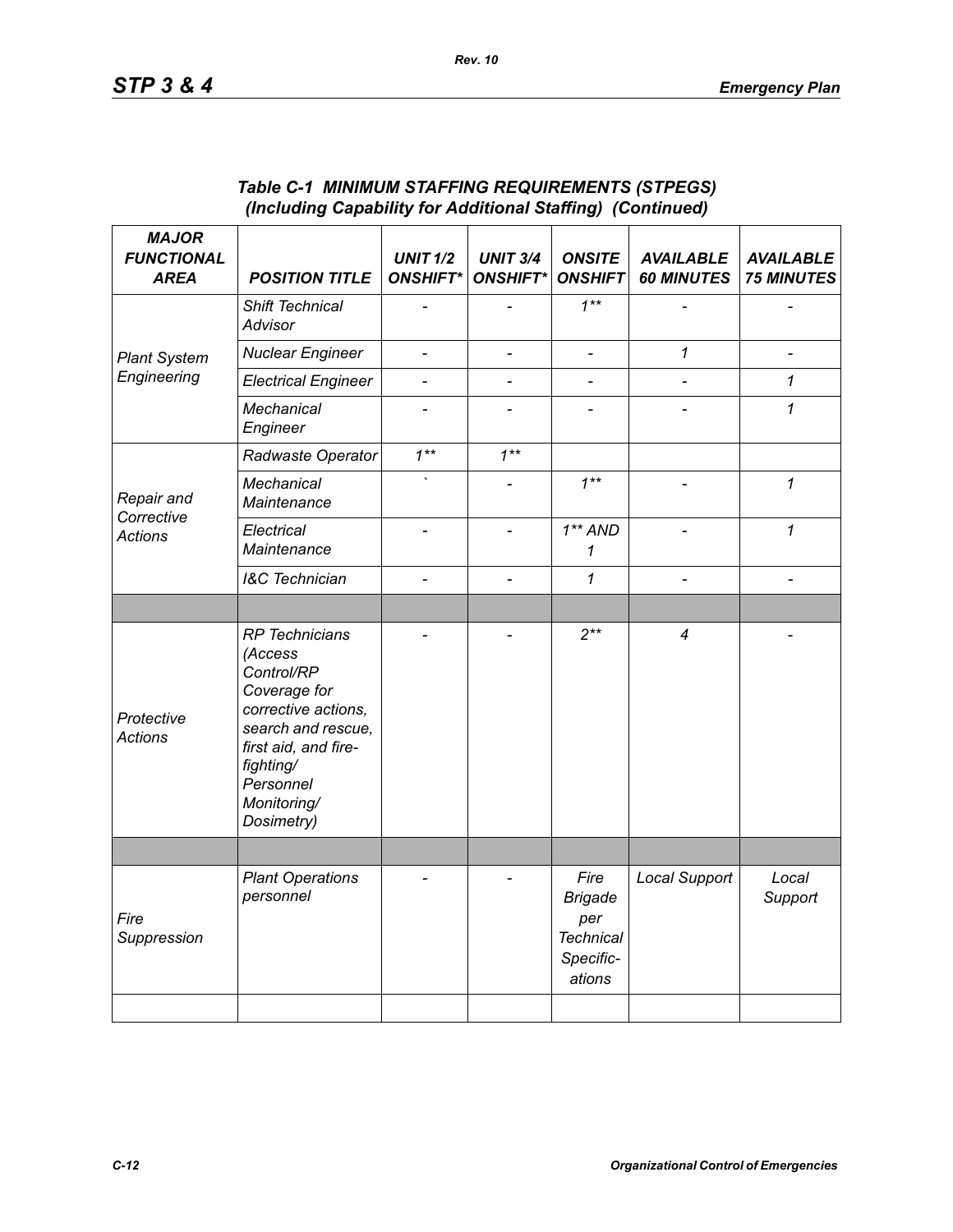### *Table C-1 MINIMUM STAFFING REQUIREMENTS (STPEGS) (Including Capability for Additional Staffing) (Continued)*

| MAJOR FUNCTIONAL AREA | POSITION TITLE | UNIT 1/2 ONSHIFT* | UNIT 3/4 ONSHIFT* | ONSITE ONSHIFT | AVAILABLE 60 MINUTES | AVAILABLE 75 MINUTES |
|---|---|---|---|---|---|---|
| Plant System Engineering | Shift Technical Advisor | - | - | 1** | - | - |
| | Nuclear Engineer | - | - | - | 1 | - |
| | Electrical Engineer | - | - | - | - | 1 |
| | Mechanical Engineer | - | - | - | - | 1 |
| Repair and Corrective Actions | Radwaste Operator | 1** | 1** | | | |
| | Mechanical Maintenance | ` | - | 1** | - | 1 |
| | Electrical Maintenance | - | - | 1** AND 1 | - | 1 |
| | I&C Technician | - | - | 1 | - | - |
| | | | | | | |
| Protective Actions | RP Technicians (Access Control/RP Coverage for corrective actions, search and rescue, first aid, and fire-fighting/ Personnel Monitoring/ Dosimetry) | - | - | 2** | 4 | - |
| | | | | | | |
| Fire Suppression | Plant Operations personnel | - | - | Fire Brigade per Technical Specifications | Local Support | Local Support |
| | | | | | | |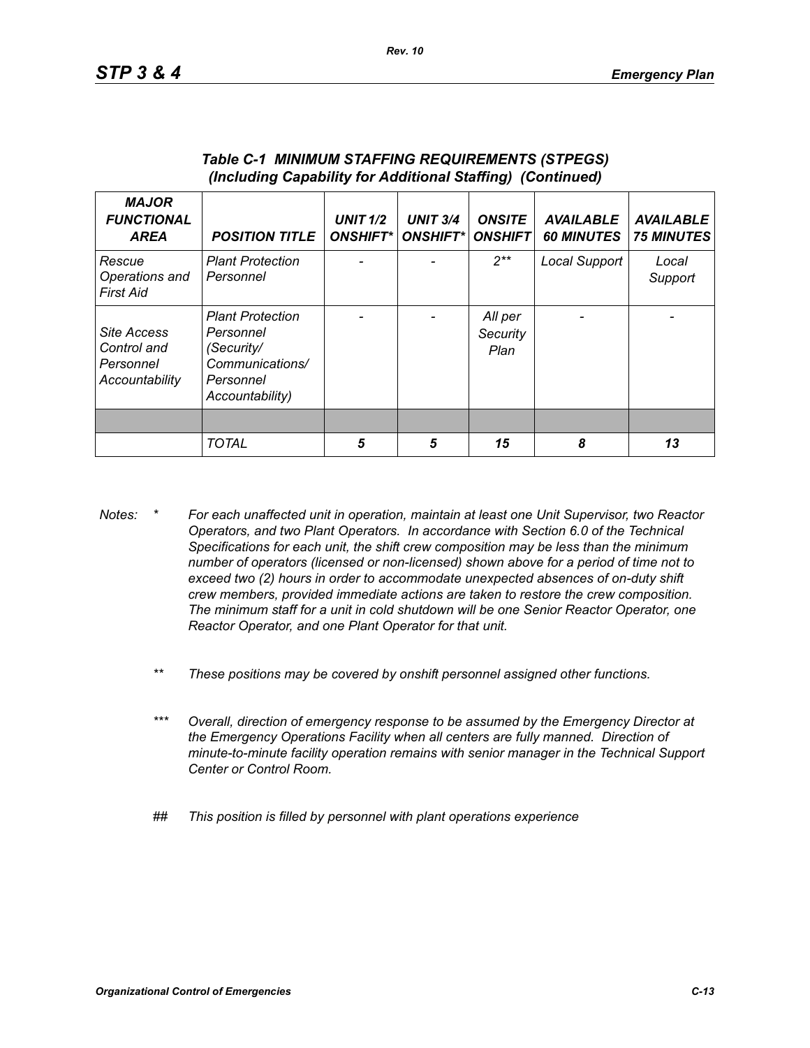### *Table C-1 MINIMUM STAFFING REQUIREMENTS (STPEGS) (Including Capability for Additional Staffing) (Continued)*

| MAJOR FUNCTIONAL AREA | POSITION TITLE | UNIT 1/2 ONSHIFT* | UNIT 3/4 ONSHIFT* | ONSITE ONSHIFT | AVAILABLE 60 MINUTES | AVAILABLE 75 MINUTES |
|---|---|---|---|---|---|---|
| *Rescue Operations and First Aid* | *Plant Protection Personnel* | - | - | 2** | Local Support | Local Support |
| *Site Access Control and Personnel Accountability* | *Plant Protection Personnel (Security/ Communications/ Personnel Accountability)* | - | - | All per Security Plan | - | - |
| | | | | | | |
| | *TOTAL* | **5** | **5** | **15** | **8** | **13** |

*Notes:* \* *For each unaffected unit in operation, maintain at least one Unit Supervisor, two Reactor Operators, and two Plant Operators. In accordance with Section 6.0 of the Technical Specifications for each unit, the shift crew composition may be less than the minimum number of operators (licensed or non-licensed) shown above for a period of time not to exceed two (2) hours in order to accommodate unexpected absences of on-duty shift crew members, provided immediate actions are taken to restore the crew composition. The minimum staff for a unit in cold shutdown will be one Senior Reactor Operator, one Reactor Operator, and one Plant Operator for that unit.*

\*\* *These positions may be covered by onshift personnel assigned other functions.*

\*\*\* *Overall, direction of emergency response to be assumed by the Emergency Director at the Emergency Operations Facility when all centers are fully manned. Direction of minute-to-minute facility operation remains with senior manager in the Technical Support Center or Control Room.*

## *This position is filled by personnel with plant operations experience*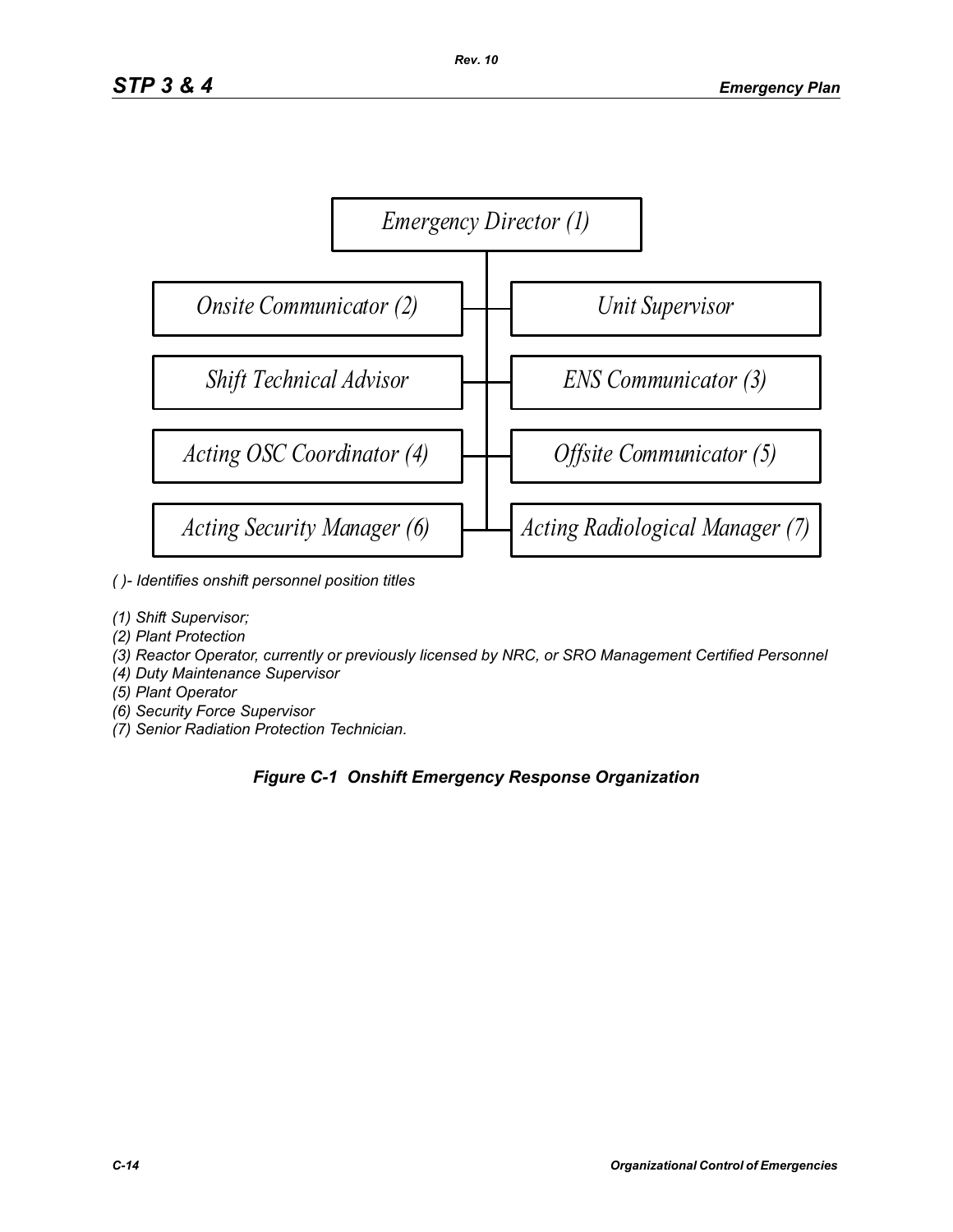Emergency Director (1)

Onsite Communicator (2)

Unit Supervisor

Shift Technical Advisor

ENS Communicator (3)

Acting OSC Coordinator (4)

Offsite Communicator (5)

Acting Security Manager (6)

Acting Radiological Manager (7)

*( )- Identifies onshift personnel position titles*

*(1) Shift Supervisor;*
*(2) Plant Protection*
*(3) Reactor Operator, currently or previously licensed by NRC, or SRO Management Certified Personnel*
*(4) Duty Maintenance Supervisor*
*(5) Plant Operator*
*(6) Security Force Supervisor*
*(7) Senior Radiation Protection Technician.*

***Figure C-1 Onshift Emergency Response Organization***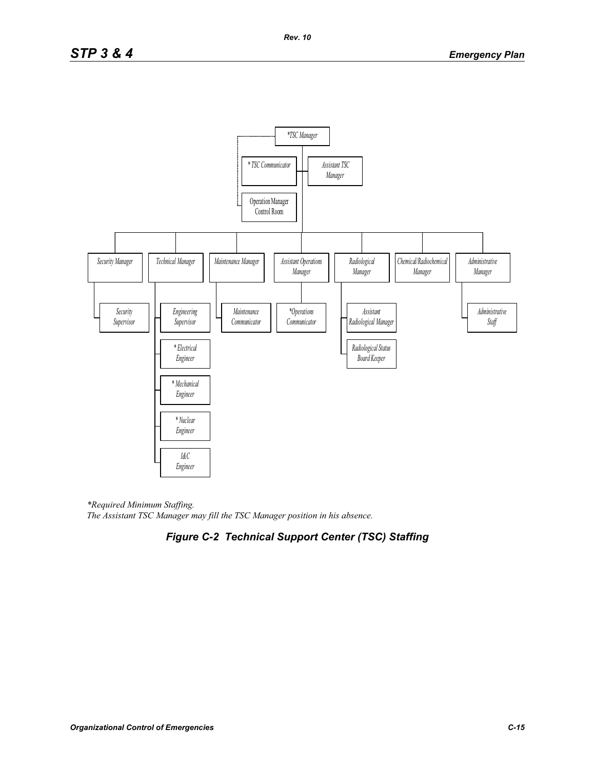*TSC Manager

* TSC Communicator

Assistant TSC Manager

Operation Manager Control Room

Security Manager
- Security Supervisor

Technical Manager
- Engineering Supervisor
- * Electrical Engineer
- * Mechanical Engineer
- * Nuclear Engineer
- I&C Engineer

Maintenance Manager
- Maintenance Communicator

Assistant Operations Manager
- *Operations Communicator

Radiological Manager
- Assistant Radiological Manager
- Radiological Status Board Keeper

Chemical/Radiochemical Manager

Administrative Manager
- Administrative Staff

*Required Minimum Staffing.
*The Assistant TSC Manager may fill the TSC Manager position in his absence.*

***Figure C-2 Technical Support Center (TSC) Staffing***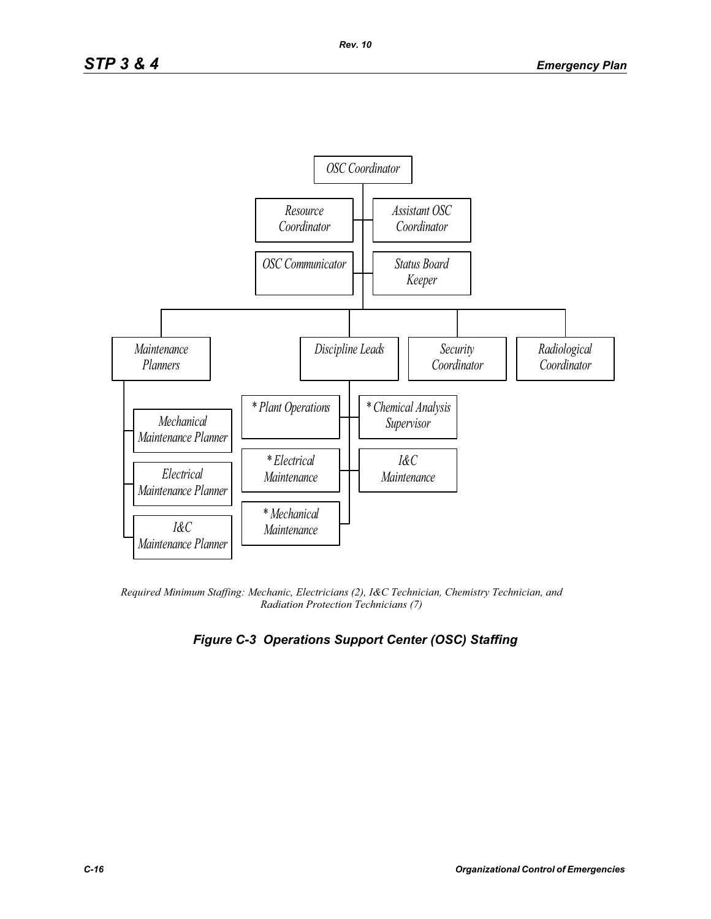OSC Coordinator

- Resource Coordinator
- Assistant OSC Coordinator
- OSC Communicator
- Status Board Keeper

- Maintenance Planners
  - Mechanical Maintenance Planner
  - Electrical Maintenance Planner
  - I&C Maintenance Planner
- Discipline Leads
  - * Plant Operations
  - * Chemical Analysis Supervisor
  - * Electrical Maintenance
  - I&C Maintenance
  - * Mechanical Maintenance
- Security Coordinator
- Radiological Coordinator

*Required Minimum Staffing: Mechanic, Electricians (2), I&C Technician, Chemistry Technician, and Radiation Protection Technicians (7)*

***Figure C-3 Operations Support Center (OSC) Staffing***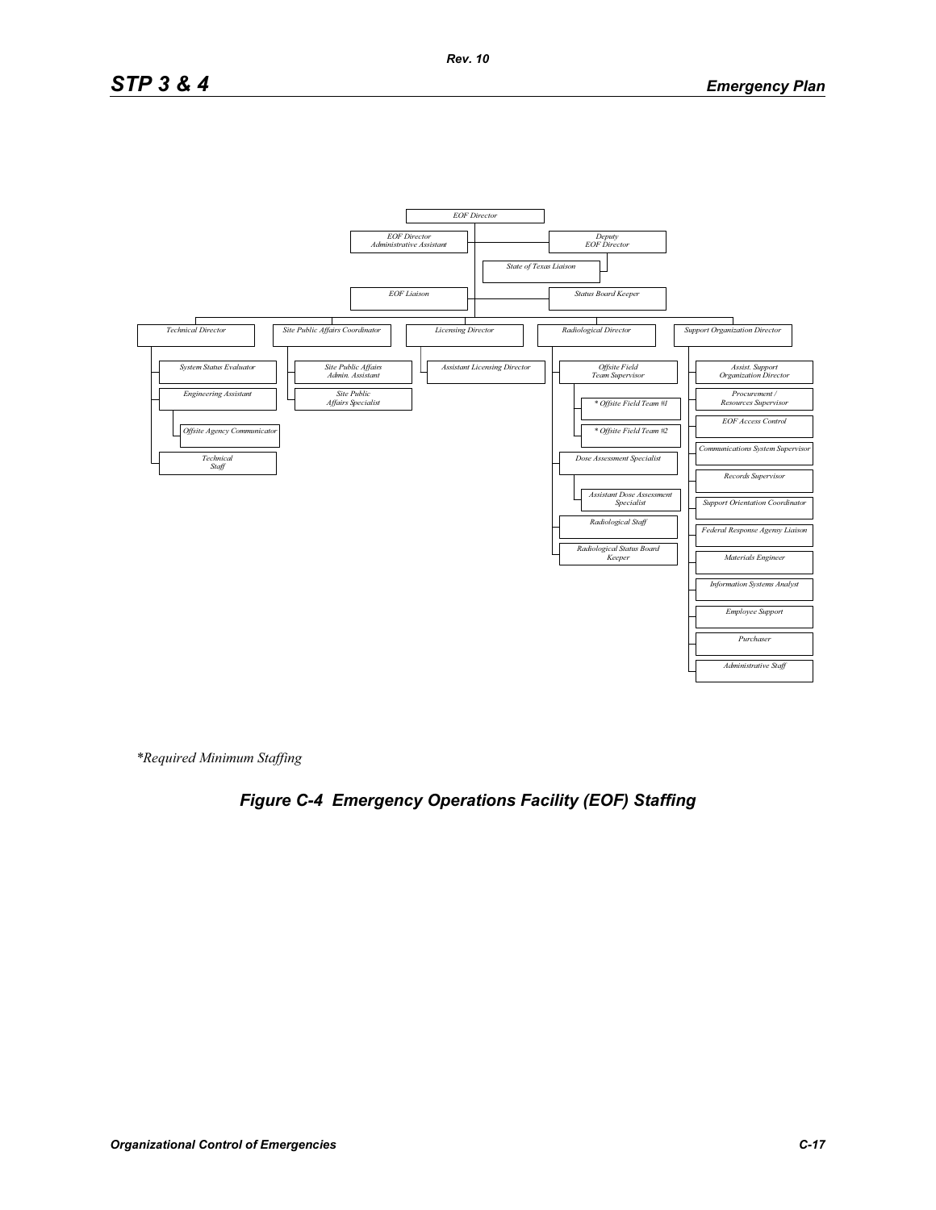EOF Director

EOF Director Administrative Assistant

Deputy EOF Director

State of Texas Liaison

EOF Liaison

Status Board Keeper

Technical Director
- System Status Evaluator
- Engineering Assistant
  - Offsite Agency Communicator
- Technical Staff

Site Public Affairs Coordinator
- Site Public Affairs Admin. Assistant
- Site Public Affairs Specialist

Licensing Director
- Assistant Licensing Director

Radiological Director
- Offsite Field Team Supervisor
  - * Offsite Field Team #1
  - * Offsite Field Team #2
- Dose Assessment Specialist
  - Assistant Dose Assessment Specialist
- Radiological Staff
- Radiological Status Board Keeper

Support Organization Director
- Assist. Support Organization Director
- Procurement / Resources Supervisor
- EOF Access Control
- Communications System Supervisor
- Records Supervisor
- Support Orientation Coordinator
- Federal Response Agency Liaison
- Materials Engineer
- Information Systems Analyst
- Employee Support
- Purchaser
- Administrative Staff

*\*Required Minimum Staffing*

***Figure C-4 Emergency Operations Facility (EOF) Staffing***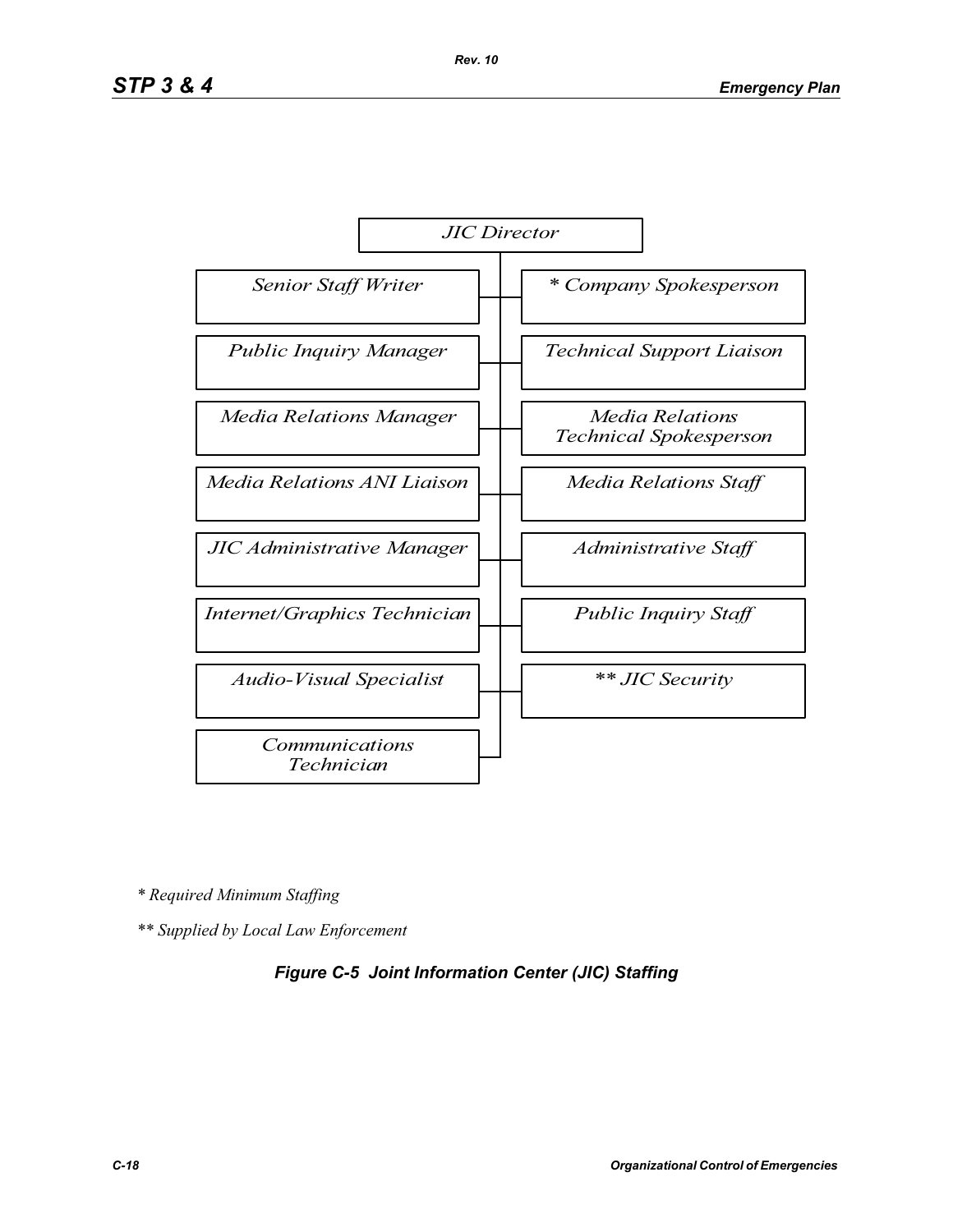JIC Director

| | |
|---|---|
| Senior Staff Writer | * Company Spokesperson |
| Public Inquiry Manager | Technical Support Liaison |
| Media Relations Manager | Media Relations Technical Spokesperson |
| Media Relations ANI Liaison | Media Relations Staff |
| JIC Administrative Manager | Administrative Staff |
| Internet/Graphics Technician | Public Inquiry Staff |
| Audio-Visual Specialist | ** JIC Security |
| Communications Technician | |

*\* Required Minimum Staffing*

*\*\* Supplied by Local Law Enforcement*

***Figure C-5 Joint Information Center (JIC) Staffing***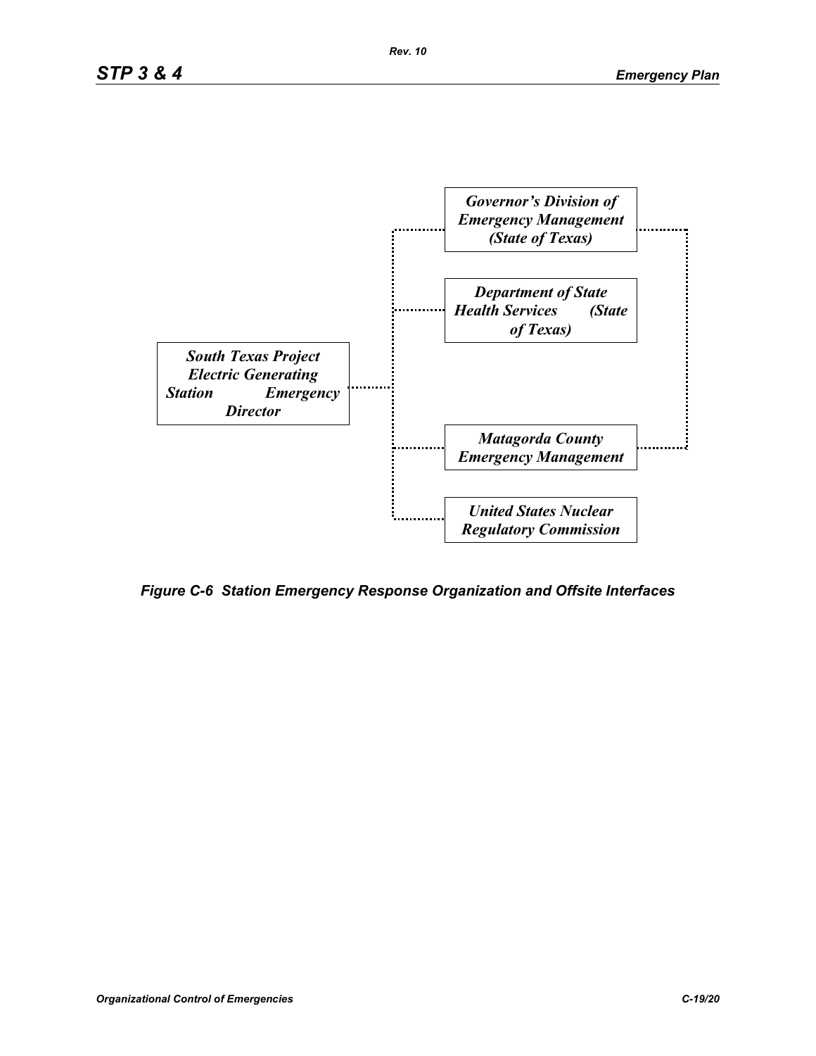South Texas Project Electric Generating Station Emergency Director

Governor's Division of Emergency Management (State of Texas)

Department of State Health Services (State of Texas)

Matagorda County Emergency Management

United States Nuclear Regulatory Commission

*Figure C-6 Station Emergency Response Organization and Offsite Interfaces*